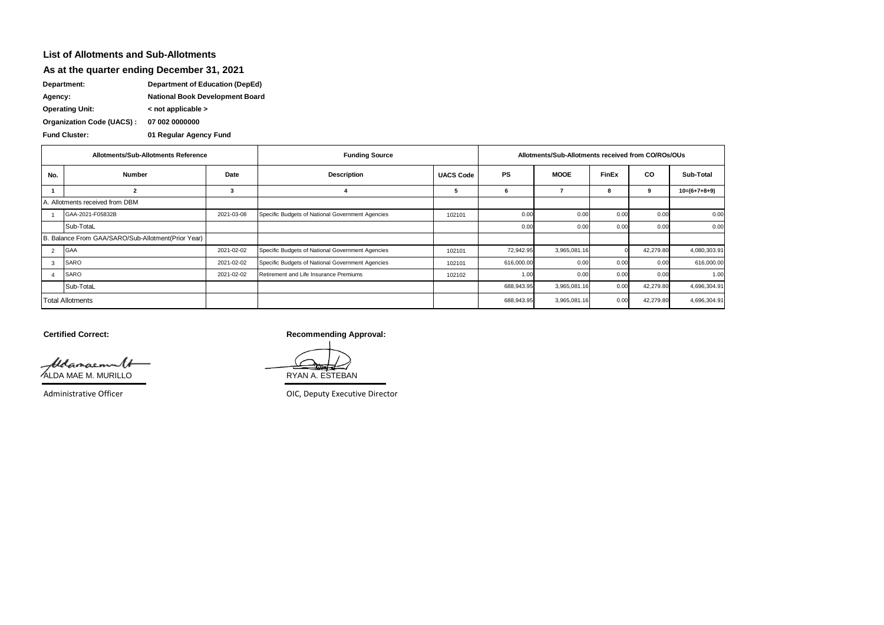## List of Allotments and Sub-Allotments

## As at the quarter ending December 31, 2021

**Department:** Department of Education (DepEd)

**Agency:** National Book Development Board

**Operating Unit:** < not applicable >

**Organization Code (UACS) :** 07 002 0000000

**Fund Cluster:** 01 Regular Agency Fund

| Allotments/Sub-Allotments Reference | | | Funding Source | | Allotments/Sub-Allotments received from CO/ROs/OUs | | | | |
|---|---|---|---|---|---|---|---|---|---|
| No. | Number | Date | Description | UACS Code | PS | MOOE | FinEx | CO | Sub-Total |
| 1 | 2 | 3 | 4 | 5 | 6 | 7 | 8 | 9 | 10=(6+7+8+9) |
| A. Allotments received from DBM | | | | | | | | | |
| 1 | GAA-2021-F05832B | 2021-03-08 | Specific Budgets of National Government Agencies | 102101 | 0.00 | 0.00 | 0.00 | 0.00 | 0.00 |
| | Sub-TotaL | | | | 0.00 | 0.00 | 0.00 | 0.00 | 0.00 |
| B. Balance From GAA/SARO/Sub-Allotment(Prior Year) | | | | | | | | | |
| 2 | GAA | 2021-02-02 | Specific Budgets of National Government Agencies | 102101 | 72,942.95 | 3,965,081.16 | 0 | 42,279.80 | 4,080,303.91 |
| 3 | SARO | 2021-02-02 | Specific Budgets of National Government Agencies | 102101 | 616,000.00 | 0.00 | 0.00 | 0.00 | 616,000.00 |
| 4 | SARO | 2021-02-02 | Retirement and Life Insurance Premiums | 102102 | 1.00 | 0.00 | 0.00 | 0.00 | 1.00 |
| | Sub-TotaL | | | | 688,943.95 | 3,965,081.16 | 0.00 | 42,279.80 | 4,696,304.91 |
| Total Allotments | | | | | 688,943.95 | 3,965,081.16 | 0.00 | 42,279.80 | 4,696,304.91 |

**Certified Correct:**

ALDA MAE M. MURILLO

Administrative Officer

**Recommending Approval:**

RYAN A. ESTEBAN

OIC, Deputy Executive Director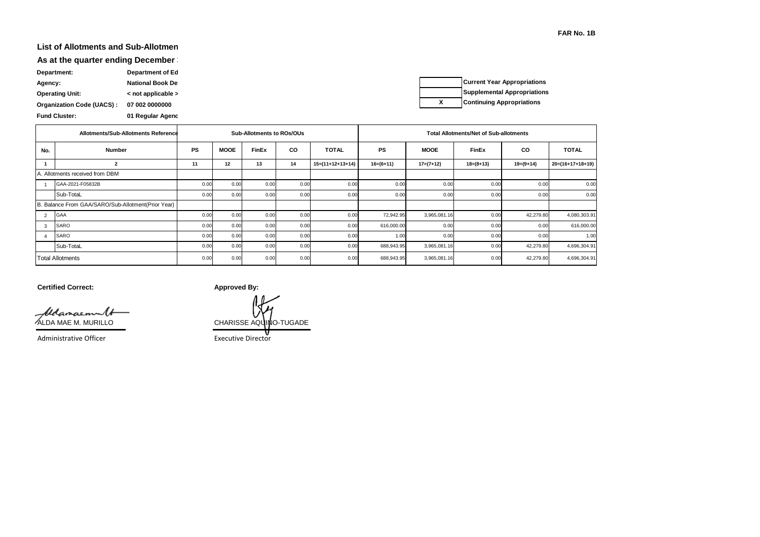FAR No. 1B

**List of Allotments and Sub-Allotmen**

**As at the quarter ending December**

| | |
|---|---|
| **Department:** | **Department of Ed** |
| **Agency:** | **National Book De** |
| **Operating Unit:** | **< not applicable >** |
| **Organization Code (UACS) :** | **07 002 0000000** |
| **Fund Cluster:** | **01 Regular Agenc** |

| | |
|---|---|
| | **Current Year Appropriations** |
| | **Supplemental Appropriations** |
| **X** | **Continuing Appropriations** |

| Allotments/Sub-Allotments Reference | | Sub-Allotments to ROs/OUs | | | | | Total Allotments/Net of Sub-allotments | | | | |
|---|---|---|---|---|---|---|---|---|---|---|---|
| **No.** | **Number** | **PS** | **MOOE** | **FinEx** | **CO** | **TOTAL** | **PS** | **MOOE** | **FinEx** | **CO** | **TOTAL** |
| **1** | **2** | **11** | **12** | **13** | **14** | **15=(11+12+13+14)** | **16=(6+11)** | **17=(7+12)** | **18=(8+13)** | **19=(9+14)** | **20=(16+17+18+19)** |
| A. Allotments received from DBM | | | | | | | | | | | |
| 1 | GAA-2021-F05832B | 0.00 | 0.00 | 0.00 | 0.00 | 0.00 | 0.00 | 0.00 | 0.00 | 0.00 | 0.00 |
| | Sub-TotaL | 0.00 | 0.00 | 0.00 | 0.00 | 0.00 | 0.00 | 0.00 | 0.00 | 0.00 | 0.00 |
| B. Balance From GAA/SARO/Sub-Allotment(Prior Year) | | | | | | | | | | | |
| 2 | GAA | 0.00 | 0.00 | 0.00 | 0.00 | 0.00 | 72,942.95 | 3,965,081.16 | 0.00 | 42,279.80 | 4,080,303.91 |
| 3 | SARO | 0.00 | 0.00 | 0.00 | 0.00 | 0.00 | 616,000.00 | 0.00 | 0.00 | 0.00 | 616,000.00 |
| 4 | SARO | 0.00 | 0.00 | 0.00 | 0.00 | 0.00 | 1.00 | 0.00 | 0.00 | 0.00 | 1.00 |
| | Sub-TotaL | 0.00 | 0.00 | 0.00 | 0.00 | 0.00 | 688,943.95 | 3,965,081.16 | 0.00 | 42,279.80 | 4,696,304.91 |
| Total Allotments | | 0.00 | 0.00 | 0.00 | 0.00 | 0.00 | 688,943.95 | 3,965,081.16 | 0.00 | 42,279.80 | 4,696,304.91 |

**Certified Correct:**

ALDA MAE M. MURILLO

Administrative Officer

**Approved By:**

CHARISSE AQUINO-TUGADE

Executive Director